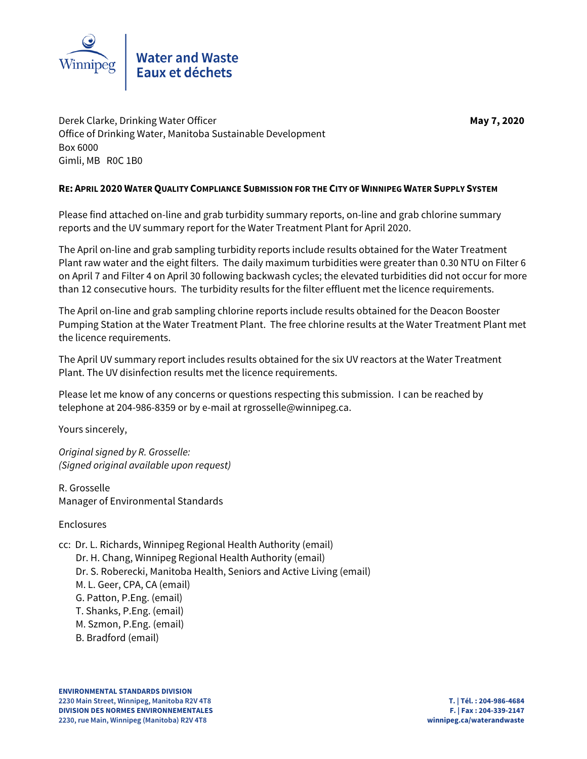Winnipeg | Water and Waste
Eaux et déchets

Derek Clarke, Drinking Water Officer
Office of Drinking Water, Manitoba Sustainable Development
Box 6000
Gimli, MB R0C 1B0

**May 7, 2020**

**RE: APRIL 2020 WATER QUALITY COMPLIANCE SUBMISSION FOR THE CITY OF WINNIPEG WATER SUPPLY SYSTEM**

Please find attached on-line and grab turbidity summary reports, on-line and grab chlorine summary reports and the UV summary report for the Water Treatment Plant for April 2020.

The April on-line and grab sampling turbidity reports include results obtained for the Water Treatment Plant raw water and the eight filters. The daily maximum turbidities were greater than 0.30 NTU on Filter 6 on April 7 and Filter 4 on April 30 following backwash cycles; the elevated turbidities did not occur for more than 12 consecutive hours. The turbidity results for the filter effluent met the licence requirements.

The April on-line and grab sampling chlorine reports include results obtained for the Deacon Booster Pumping Station at the Water Treatment Plant. The free chlorine results at the Water Treatment Plant met the licence requirements.

The April UV summary report includes results obtained for the six UV reactors at the Water Treatment Plant. The UV disinfection results met the licence requirements.

Please let me know of any concerns or questions respecting this submission. I can be reached by telephone at 204-986-8359 or by e-mail at rgrosselle@winnipeg.ca.

Yours sincerely,

*Original signed by R. Grosselle:*
*(Signed original available upon request)*

R. Grosselle
Manager of Environmental Standards

Enclosures

cc: Dr. L. Richards, Winnipeg Regional Health Authority (email)
Dr. H. Chang, Winnipeg Regional Health Authority (email)
Dr. S. Roberecki, Manitoba Health, Seniors and Active Living (email)
M. L. Geer, CPA, CA (email)
G. Patton, P.Eng. (email)
T. Shanks, P.Eng. (email)
M. Szmon, P.Eng. (email)
B. Bradford (email)

**ENVIRONMENTAL STANDARDS DIVISION**
**2230 Main Street, Winnipeg, Manitoba R2V 4T8**
**DIVISION DES NORMES ENVIRONNEMENTALES**
**2230, rue Main, Winnipeg (Manitoba) R2V 4T8**

**T. | Tél. : 204-986-4684**
**F. | Fax : 204-339-2147**
**winnipeg.ca/waterandwaste**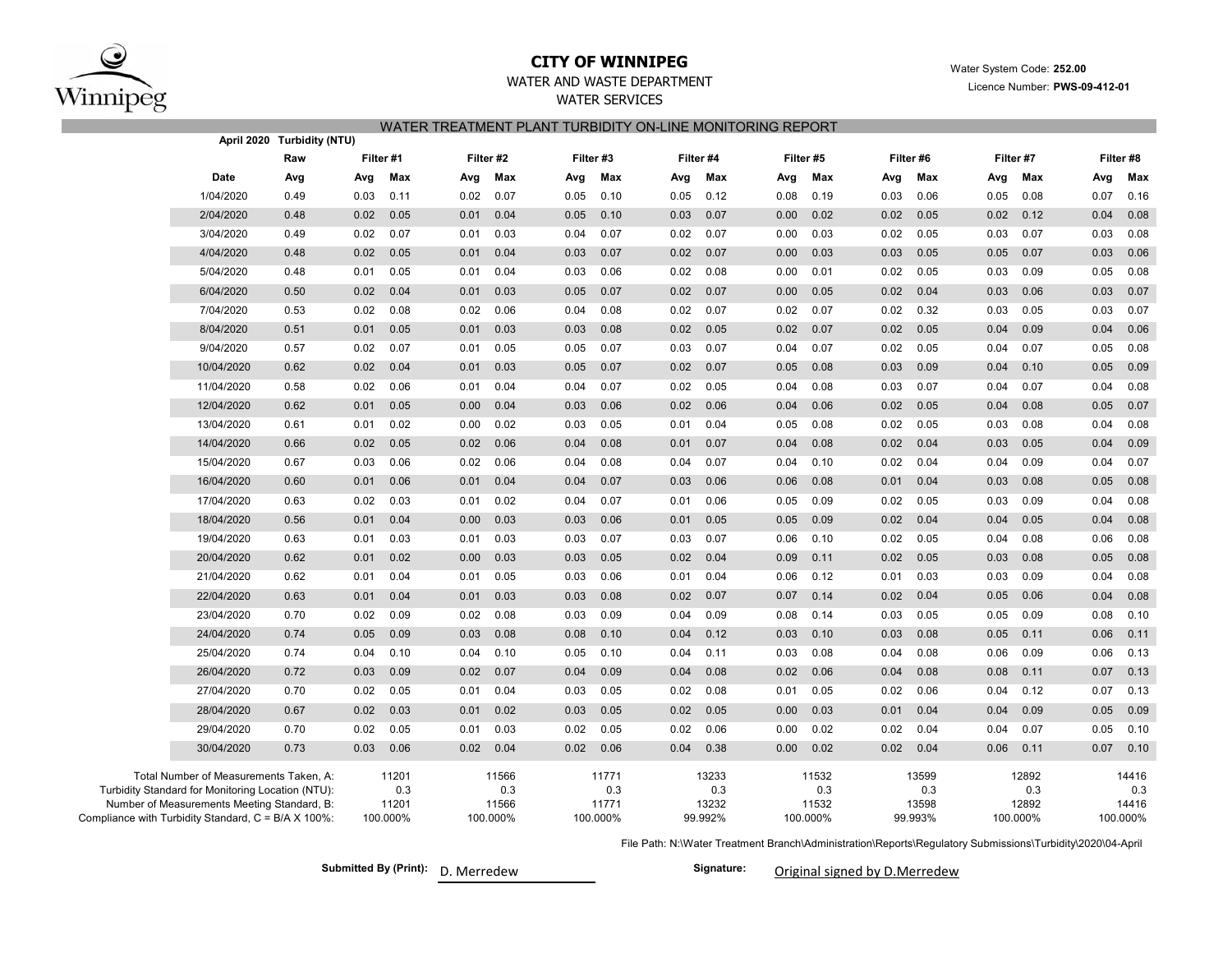**CITY OF WINNIPEG**

WATER AND WASTE DEPARTMENT

WATER SERVICES

Water System Code: **252.00**

Licence Number: **PWS-09-412-01**

WATER TREATMENT PLANT TURBIDITY ON-LINE MONITORING REPORT

**April 2020 Turbidity (NTU)**

| | Raw | Filter #1 | | Filter #2 | | Filter #3 | | Filter #4 | | Filter #5 | | Filter #6 | | Filter #7 | | Filter #8 | |
|---|---|---|---|---|---|---|---|---|---|---|---|---|---|---|---|---|---|
| **Date** | **Avg** | **Avg** | **Max** | **Avg** | **Max** | **Avg** | **Max** | **Avg** | **Max** | **Avg** | **Max** | **Avg** | **Max** | **Avg** | **Max** | **Avg** | **Max** |
| 1/04/2020 | 0.49 | 0.03 | 0.11 | 0.02 | 0.07 | 0.05 | 0.10 | 0.05 | 0.12 | 0.08 | 0.19 | 0.03 | 0.06 | 0.05 | 0.08 | 0.07 | 0.16 |
| 2/04/2020 | 0.48 | 0.02 | 0.05 | 0.01 | 0.04 | 0.05 | 0.10 | 0.03 | 0.07 | 0.00 | 0.02 | 0.02 | 0.05 | 0.02 | 0.12 | 0.04 | 0.08 |
| 3/04/2020 | 0.49 | 0.02 | 0.07 | 0.01 | 0.03 | 0.04 | 0.07 | 0.02 | 0.07 | 0.00 | 0.03 | 0.02 | 0.05 | 0.03 | 0.07 | 0.03 | 0.08 |
| 4/04/2020 | 0.48 | 0.02 | 0.05 | 0.01 | 0.04 | 0.03 | 0.07 | 0.02 | 0.07 | 0.00 | 0.03 | 0.03 | 0.05 | 0.05 | 0.07 | 0.03 | 0.06 |
| 5/04/2020 | 0.48 | 0.01 | 0.05 | 0.01 | 0.04 | 0.03 | 0.06 | 0.02 | 0.08 | 0.00 | 0.01 | 0.02 | 0.05 | 0.03 | 0.09 | 0.05 | 0.08 |
| 6/04/2020 | 0.50 | 0.02 | 0.04 | 0.01 | 0.03 | 0.05 | 0.07 | 0.02 | 0.07 | 0.00 | 0.05 | 0.02 | 0.04 | 0.03 | 0.06 | 0.03 | 0.07 |
| 7/04/2020 | 0.53 | 0.02 | 0.08 | 0.02 | 0.06 | 0.04 | 0.08 | 0.02 | 0.07 | 0.02 | 0.07 | 0.02 | 0.32 | 0.03 | 0.05 | 0.03 | 0.07 |
| 8/04/2020 | 0.51 | 0.01 | 0.05 | 0.01 | 0.03 | 0.03 | 0.08 | 0.02 | 0.05 | 0.02 | 0.07 | 0.02 | 0.05 | 0.04 | 0.09 | 0.04 | 0.06 |
| 9/04/2020 | 0.57 | 0.02 | 0.07 | 0.01 | 0.05 | 0.05 | 0.07 | 0.03 | 0.07 | 0.04 | 0.07 | 0.02 | 0.05 | 0.04 | 0.07 | 0.05 | 0.08 |
| 10/04/2020 | 0.62 | 0.02 | 0.04 | 0.01 | 0.03 | 0.05 | 0.07 | 0.02 | 0.07 | 0.05 | 0.08 | 0.03 | 0.09 | 0.04 | 0.10 | 0.05 | 0.09 |
| 11/04/2020 | 0.58 | 0.02 | 0.06 | 0.01 | 0.04 | 0.04 | 0.07 | 0.02 | 0.05 | 0.04 | 0.08 | 0.03 | 0.07 | 0.04 | 0.07 | 0.04 | 0.08 |
| 12/04/2020 | 0.62 | 0.01 | 0.05 | 0.00 | 0.04 | 0.03 | 0.06 | 0.02 | 0.06 | 0.04 | 0.06 | 0.02 | 0.05 | 0.04 | 0.08 | 0.05 | 0.07 |
| 13/04/2020 | 0.61 | 0.01 | 0.02 | 0.00 | 0.02 | 0.03 | 0.05 | 0.01 | 0.04 | 0.05 | 0.08 | 0.02 | 0.05 | 0.03 | 0.08 | 0.04 | 0.08 |
| 14/04/2020 | 0.66 | 0.02 | 0.05 | 0.02 | 0.06 | 0.04 | 0.08 | 0.01 | 0.07 | 0.04 | 0.08 | 0.02 | 0.04 | 0.03 | 0.05 | 0.04 | 0.09 |
| 15/04/2020 | 0.67 | 0.03 | 0.06 | 0.02 | 0.06 | 0.04 | 0.08 | 0.04 | 0.07 | 0.04 | 0.10 | 0.02 | 0.04 | 0.04 | 0.09 | 0.04 | 0.07 |
| 16/04/2020 | 0.60 | 0.01 | 0.06 | 0.01 | 0.04 | 0.04 | 0.07 | 0.03 | 0.06 | 0.06 | 0.08 | 0.01 | 0.04 | 0.03 | 0.08 | 0.05 | 0.08 |
| 17/04/2020 | 0.63 | 0.02 | 0.03 | 0.01 | 0.02 | 0.04 | 0.07 | 0.01 | 0.06 | 0.05 | 0.09 | 0.02 | 0.05 | 0.03 | 0.09 | 0.04 | 0.08 |
| 18/04/2020 | 0.56 | 0.01 | 0.04 | 0.00 | 0.03 | 0.03 | 0.06 | 0.01 | 0.05 | 0.05 | 0.09 | 0.02 | 0.04 | 0.04 | 0.05 | 0.04 | 0.08 |
| 19/04/2020 | 0.63 | 0.01 | 0.03 | 0.01 | 0.03 | 0.03 | 0.07 | 0.03 | 0.07 | 0.06 | 0.10 | 0.02 | 0.05 | 0.04 | 0.08 | 0.06 | 0.08 |
| 20/04/2020 | 0.62 | 0.01 | 0.02 | 0.00 | 0.03 | 0.03 | 0.05 | 0.02 | 0.04 | 0.09 | 0.11 | 0.02 | 0.05 | 0.03 | 0.08 | 0.05 | 0.08 |
| 21/04/2020 | 0.62 | 0.01 | 0.04 | 0.01 | 0.05 | 0.03 | 0.06 | 0.01 | 0.04 | 0.06 | 0.12 | 0.01 | 0.03 | 0.03 | 0.09 | 0.04 | 0.08 |
| 22/04/2020 | 0.63 | 0.01 | 0.04 | 0.01 | 0.03 | 0.03 | 0.08 | 0.02 | 0.07 | 0.07 | 0.14 | 0.02 | 0.04 | 0.05 | 0.06 | 0.04 | 0.08 |
| 23/04/2020 | 0.70 | 0.02 | 0.09 | 0.02 | 0.08 | 0.03 | 0.09 | 0.04 | 0.09 | 0.08 | 0.14 | 0.03 | 0.05 | 0.05 | 0.09 | 0.08 | 0.10 |
| 24/04/2020 | 0.74 | 0.05 | 0.09 | 0.03 | 0.08 | 0.08 | 0.10 | 0.04 | 0.12 | 0.03 | 0.10 | 0.03 | 0.08 | 0.05 | 0.11 | 0.06 | 0.11 |
| 25/04/2020 | 0.74 | 0.04 | 0.10 | 0.04 | 0.10 | 0.05 | 0.10 | 0.04 | 0.11 | 0.03 | 0.08 | 0.04 | 0.08 | 0.06 | 0.09 | 0.06 | 0.13 |
| 26/04/2020 | 0.72 | 0.03 | 0.09 | 0.02 | 0.07 | 0.04 | 0.09 | 0.04 | 0.08 | 0.02 | 0.06 | 0.04 | 0.08 | 0.08 | 0.11 | 0.07 | 0.13 |
| 27/04/2020 | 0.70 | 0.02 | 0.05 | 0.01 | 0.04 | 0.03 | 0.05 | 0.02 | 0.08 | 0.01 | 0.05 | 0.02 | 0.06 | 0.04 | 0.12 | 0.07 | 0.13 |
| 28/04/2020 | 0.67 | 0.02 | 0.03 | 0.01 | 0.02 | 0.03 | 0.05 | 0.02 | 0.05 | 0.00 | 0.03 | 0.01 | 0.04 | 0.04 | 0.09 | 0.05 | 0.09 |
| 29/04/2020 | 0.70 | 0.02 | 0.05 | 0.01 | 0.03 | 0.02 | 0.05 | 0.02 | 0.06 | 0.00 | 0.02 | 0.02 | 0.04 | 0.04 | 0.07 | 0.05 | 0.10 |
| 30/04/2020 | 0.73 | 0.03 | 0.06 | 0.02 | 0.04 | 0.02 | 0.06 | 0.04 | 0.38 | 0.00 | 0.02 | 0.02 | 0.04 | 0.06 | 0.11 | 0.07 | 0.10 |

| | Filter #1 | Filter #2 | Filter #3 | Filter #4 | Filter #5 | Filter #6 | Filter #7 | Filter #8 |
|---|---|---|---|---|---|---|---|---|
| Total Number of Measurements Taken, A: | 11201 | 11566 | 11771 | 13233 | 11532 | 13599 | 12892 | 14416 |
| Turbidity Standard for Monitoring Location (NTU): | 0.3 | 0.3 | 0.3 | 0.3 | 0.3 | 0.3 | 0.3 | 0.3 |
| Number of Measurements Meeting Standard, B: | 11201 | 11566 | 11771 | 13232 | 11532 | 13598 | 12892 | 14416 |
| Compliance with Turbidity Standard, C = B/A X 100%: | 100.000% | 100.000% | 100.000% | 99.992% | 100.000% | 99.993% | 100.000% | 100.000% |

File Path: N:\Water Treatment Branch\Administration\Reports\Regulatory Submissions\Turbidity\2020\04-April

**Submitted By (Print):** D. Merredew

**Signature:** Original signed by D.Merredew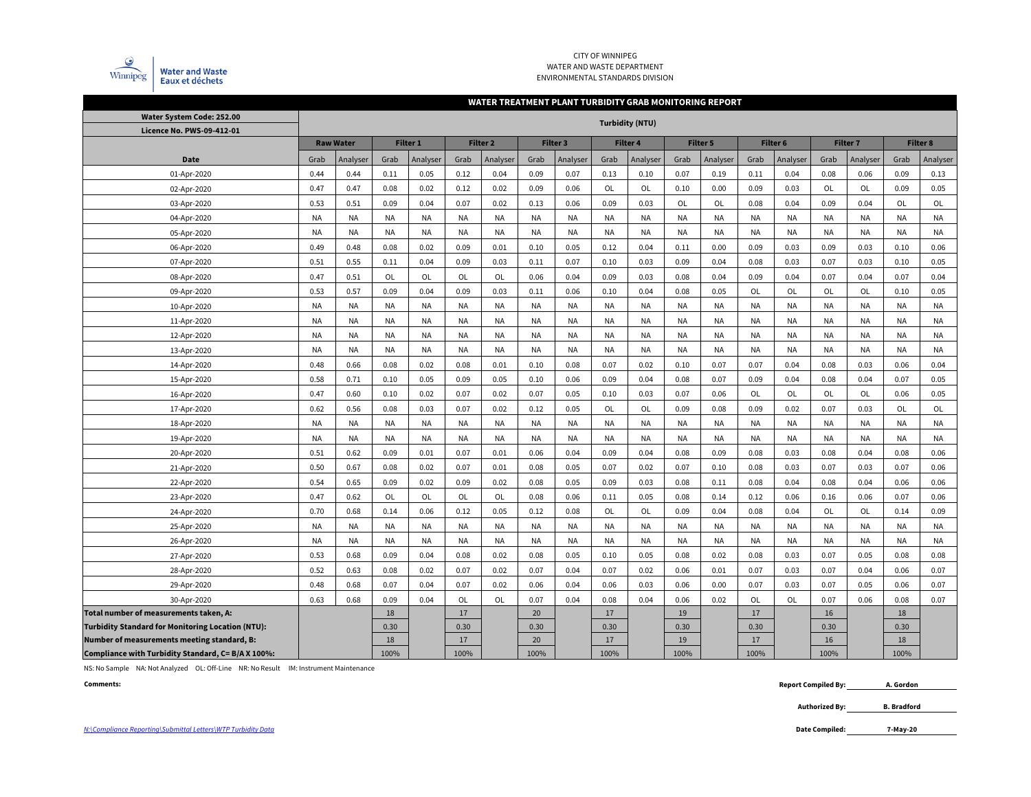CITY OF WINNIPEG
WATER AND WASTE DEPARTMENT
ENVIRONMENTAL STANDARDS DIVISION

Winnipeg | Water and Waste Eaux et déchets

## WATER TREATMENT PLANT TURBIDITY GRAB MONITORING REPORT

| Water System Code: 252.00 | Turbidity (NTU) | | | | | | | | | | | | | | | | | |
|---|---|---|---|---|---|---|---|---|---|---|---|---|---|---|---|---|---|---|
| Licence No. PWS-09-412-01 | | | | | | | | | | | | | | | | | | |
| | Raw Water | | Filter 1 | | Filter 2 | | Filter 3 | | Filter 4 | | Filter 5 | | Filter 6 | | Filter 7 | | Filter 8 | |
| Date | Grab | Analyser | Grab | Analyser | Grab | Analyser | Grab | Analyser | Grab | Analyser | Grab | Analyser | Grab | Analyser | Grab | Analyser | Grab | Analyser |
| 01-Apr-2020 | 0.44 | 0.44 | 0.11 | 0.05 | 0.12 | 0.04 | 0.09 | 0.07 | 0.13 | 0.10 | 0.07 | 0.19 | 0.11 | 0.04 | 0.08 | 0.06 | 0.09 | 0.13 |
| 02-Apr-2020 | 0.47 | 0.47 | 0.08 | 0.02 | 0.12 | 0.02 | 0.09 | 0.06 | OL | OL | 0.10 | 0.00 | 0.09 | 0.03 | OL | OL | 0.09 | 0.05 |
| 03-Apr-2020 | 0.53 | 0.51 | 0.09 | 0.04 | 0.07 | 0.02 | 0.13 | 0.06 | 0.09 | 0.03 | OL | OL | 0.08 | 0.04 | 0.09 | 0.04 | OL | OL |
| 04-Apr-2020 | NA | NA | NA | NA | NA | NA | NA | NA | NA | NA | NA | NA | NA | NA | NA | NA | NA | NA |
| 05-Apr-2020 | NA | NA | NA | NA | NA | NA | NA | NA | NA | NA | NA | NA | NA | NA | NA | NA | NA | NA |
| 06-Apr-2020 | 0.49 | 0.48 | 0.08 | 0.02 | 0.09 | 0.01 | 0.10 | 0.05 | 0.12 | 0.04 | 0.11 | 0.00 | 0.09 | 0.03 | 0.09 | 0.03 | 0.10 | 0.06 |
| 07-Apr-2020 | 0.51 | 0.55 | 0.11 | 0.04 | 0.09 | 0.03 | 0.11 | 0.07 | 0.10 | 0.03 | 0.09 | 0.04 | 0.08 | 0.03 | 0.07 | 0.03 | 0.10 | 0.05 |
| 08-Apr-2020 | 0.47 | 0.51 | OL | OL | OL | OL | 0.06 | 0.04 | 0.09 | 0.03 | 0.08 | 0.04 | 0.09 | 0.04 | 0.07 | 0.04 | 0.07 | 0.04 |
| 09-Apr-2020 | 0.53 | 0.57 | 0.09 | 0.04 | 0.09 | 0.03 | 0.11 | 0.06 | 0.10 | 0.04 | 0.08 | 0.05 | OL | OL | OL | OL | 0.10 | 0.05 |
| 10-Apr-2020 | NA | NA | NA | NA | NA | NA | NA | NA | NA | NA | NA | NA | NA | NA | NA | NA | NA | NA |
| 11-Apr-2020 | NA | NA | NA | NA | NA | NA | NA | NA | NA | NA | NA | NA | NA | NA | NA | NA | NA | NA |
| 12-Apr-2020 | NA | NA | NA | NA | NA | NA | NA | NA | NA | NA | NA | NA | NA | NA | NA | NA | NA | NA |
| 13-Apr-2020 | NA | NA | NA | NA | NA | NA | NA | NA | NA | NA | NA | NA | NA | NA | NA | NA | NA | NA |
| 14-Apr-2020 | 0.48 | 0.66 | 0.08 | 0.02 | 0.08 | 0.01 | 0.10 | 0.08 | 0.07 | 0.02 | 0.10 | 0.07 | 0.07 | 0.04 | 0.08 | 0.03 | 0.06 | 0.04 |
| 15-Apr-2020 | 0.58 | 0.71 | 0.10 | 0.05 | 0.09 | 0.05 | 0.10 | 0.06 | 0.09 | 0.04 | 0.08 | 0.07 | 0.09 | 0.04 | 0.08 | 0.04 | 0.07 | 0.05 |
| 16-Apr-2020 | 0.47 | 0.60 | 0.10 | 0.02 | 0.07 | 0.02 | 0.07 | 0.05 | 0.10 | 0.03 | 0.07 | 0.06 | OL | OL | OL | OL | 0.06 | 0.05 |
| 17-Apr-2020 | 0.62 | 0.56 | 0.08 | 0.03 | 0.07 | 0.02 | 0.12 | 0.05 | OL | OL | 0.09 | 0.08 | 0.09 | 0.02 | 0.07 | 0.03 | OL | OL |
| 18-Apr-2020 | NA | NA | NA | NA | NA | NA | NA | NA | NA | NA | NA | NA | NA | NA | NA | NA | NA | NA |
| 19-Apr-2020 | NA | NA | NA | NA | NA | NA | NA | NA | NA | NA | NA | NA | NA | NA | NA | NA | NA | NA |
| 20-Apr-2020 | 0.51 | 0.62 | 0.09 | 0.01 | 0.07 | 0.01 | 0.06 | 0.04 | 0.09 | 0.04 | 0.08 | 0.09 | 0.08 | 0.03 | 0.08 | 0.04 | 0.08 | 0.06 |
| 21-Apr-2020 | 0.50 | 0.67 | 0.08 | 0.02 | 0.07 | 0.01 | 0.08 | 0.05 | 0.07 | 0.02 | 0.07 | 0.10 | 0.08 | 0.03 | 0.07 | 0.03 | 0.07 | 0.06 |
| 22-Apr-2020 | 0.54 | 0.65 | 0.09 | 0.02 | 0.09 | 0.02 | 0.08 | 0.05 | 0.09 | 0.03 | 0.08 | 0.11 | 0.08 | 0.04 | 0.08 | 0.04 | 0.06 | 0.06 |
| 23-Apr-2020 | 0.47 | 0.62 | OL | OL | OL | OL | 0.08 | 0.06 | 0.11 | 0.05 | 0.08 | 0.14 | 0.12 | 0.06 | 0.16 | 0.06 | 0.07 | 0.06 |
| 24-Apr-2020 | 0.70 | 0.68 | 0.14 | 0.06 | 0.12 | 0.05 | 0.12 | 0.08 | OL | OL | 0.09 | 0.04 | 0.08 | 0.04 | OL | OL | 0.14 | 0.09 |
| 25-Apr-2020 | NA | NA | NA | NA | NA | NA | NA | NA | NA | NA | NA | NA | NA | NA | NA | NA | NA | NA |
| 26-Apr-2020 | NA | NA | NA | NA | NA | NA | NA | NA | NA | NA | NA | NA | NA | NA | NA | NA | NA | NA |
| 27-Apr-2020 | 0.53 | 0.68 | 0.09 | 0.04 | 0.08 | 0.02 | 0.08 | 0.05 | 0.10 | 0.05 | 0.08 | 0.02 | 0.08 | 0.03 | 0.07 | 0.05 | 0.08 | 0.08 |
| 28-Apr-2020 | 0.52 | 0.63 | 0.08 | 0.02 | 0.07 | 0.02 | 0.07 | 0.04 | 0.07 | 0.02 | 0.06 | 0.01 | 0.07 | 0.03 | 0.07 | 0.04 | 0.06 | 0.07 |
| 29-Apr-2020 | 0.48 | 0.68 | 0.07 | 0.04 | 0.07 | 0.02 | 0.06 | 0.04 | 0.06 | 0.03 | 0.06 | 0.00 | 0.07 | 0.03 | 0.07 | 0.05 | 0.06 | 0.07 |
| 30-Apr-2020 | 0.63 | 0.68 | 0.09 | 0.04 | OL | OL | 0.07 | 0.04 | 0.08 | 0.04 | 0.06 | 0.02 | OL | OL | 0.07 | 0.06 | 0.08 | 0.07 |
| Total number of measurements taken, A: | | | 18 | | 17 | | 20 | | 17 | | 19 | | 17 | | 16 | | 18 | |
| Turbidity Standard for Monitoring Location (NTU): | | | 0.30 | | 0.30 | | 0.30 | | 0.30 | | 0.30 | | 0.30 | | 0.30 | | 0.30 | |
| Number of measurements meeting standard, B: | | | 18 | | 17 | | 20 | | 17 | | 19 | | 17 | | 16 | | 18 | |
| Compliance with Turbidity Standard, C= B/A X 100%: | | | 100% | | 100% | | 100% | | 100% | | 100% | | 100% | | 100% | | 100% | |

NS: No Sample NA: Not Analyzed OL: Off-Line NR: No Result IM: Instrument Maintenance

**Comments:**

**Report Compiled By:** A. Gordon

**Authorized By:** B. Bradford

**Date Compiled:** 7-May-20

*N:\Compliance Reporting\Submittal Letters\WTP Turbidity Data*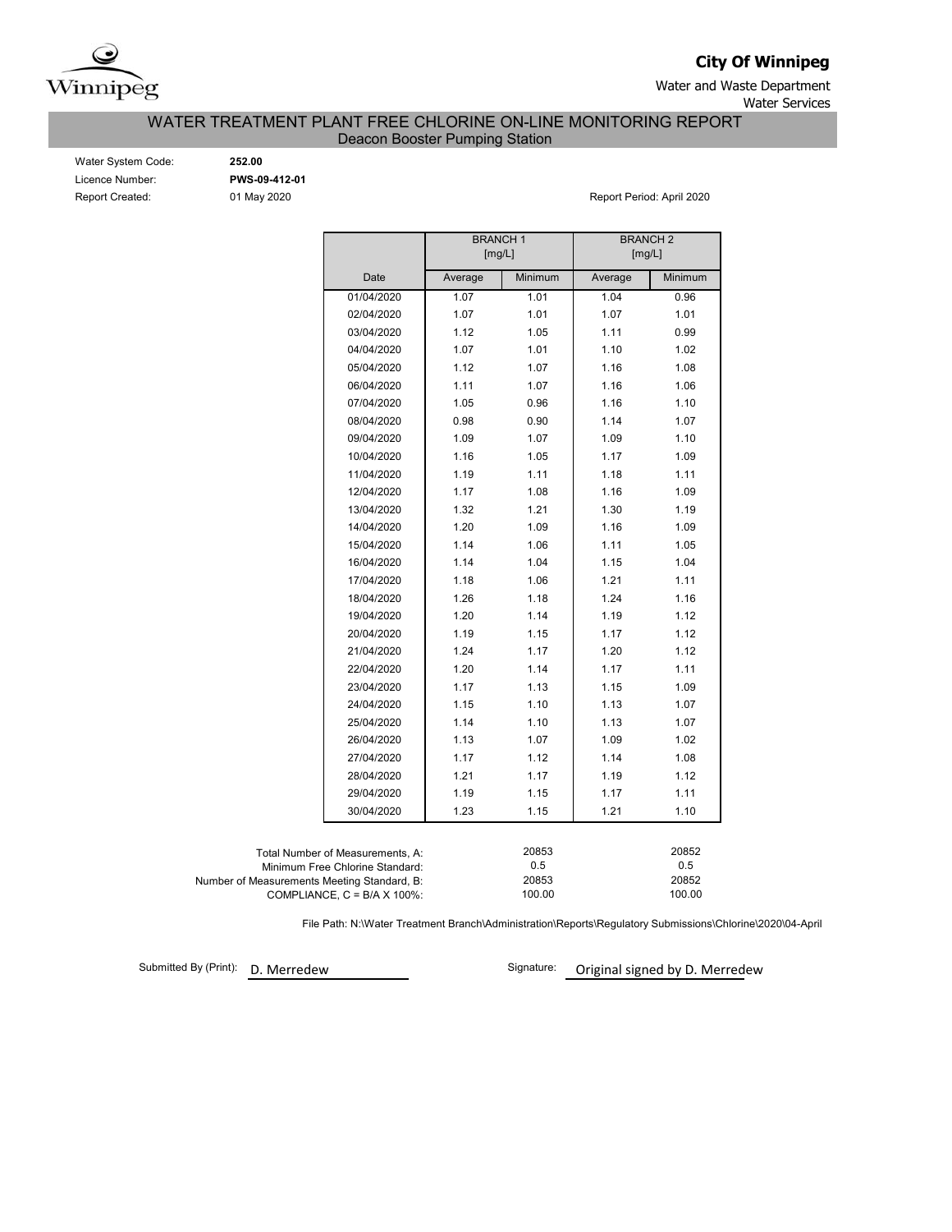**City Of Winnipeg**

Water and Waste Department

Water Services

## WATER TREATMENT PLANT FREE CHLORINE ON-LINE MONITORING REPORT

Deacon Booster Pumping Station

Water System Code: **252.00**

Licence Number: **PWS-09-412-01**

Report Created: 01 May 2020

Report Period: April 2020

| | BRANCH 1 [mg/L] | | BRANCH 2 [mg/L] | |
|---|---|---|---|---|
| Date | Average | Minimum | Average | Minimum |
| 01/04/2020 | 1.07 | 1.01 | 1.04 | 0.96 |
| 02/04/2020 | 1.07 | 1.01 | 1.07 | 1.01 |
| 03/04/2020 | 1.12 | 1.05 | 1.11 | 0.99 |
| 04/04/2020 | 1.07 | 1.01 | 1.10 | 1.02 |
| 05/04/2020 | 1.12 | 1.07 | 1.16 | 1.08 |
| 06/04/2020 | 1.11 | 1.07 | 1.16 | 1.06 |
| 07/04/2020 | 1.05 | 0.96 | 1.16 | 1.10 |
| 08/04/2020 | 0.98 | 0.90 | 1.14 | 1.07 |
| 09/04/2020 | 1.09 | 1.07 | 1.09 | 1.10 |
| 10/04/2020 | 1.16 | 1.05 | 1.17 | 1.09 |
| 11/04/2020 | 1.19 | 1.11 | 1.18 | 1.11 |
| 12/04/2020 | 1.17 | 1.08 | 1.16 | 1.09 |
| 13/04/2020 | 1.32 | 1.21 | 1.30 | 1.19 |
| 14/04/2020 | 1.20 | 1.09 | 1.16 | 1.09 |
| 15/04/2020 | 1.14 | 1.06 | 1.11 | 1.05 |
| 16/04/2020 | 1.14 | 1.04 | 1.15 | 1.04 |
| 17/04/2020 | 1.18 | 1.06 | 1.21 | 1.11 |
| 18/04/2020 | 1.26 | 1.18 | 1.24 | 1.16 |
| 19/04/2020 | 1.20 | 1.14 | 1.19 | 1.12 |
| 20/04/2020 | 1.19 | 1.15 | 1.17 | 1.12 |
| 21/04/2020 | 1.24 | 1.17 | 1.20 | 1.12 |
| 22/04/2020 | 1.20 | 1.14 | 1.17 | 1.11 |
| 23/04/2020 | 1.17 | 1.13 | 1.15 | 1.09 |
| 24/04/2020 | 1.15 | 1.10 | 1.13 | 1.07 |
| 25/04/2020 | 1.14 | 1.10 | 1.13 | 1.07 |
| 26/04/2020 | 1.13 | 1.07 | 1.09 | 1.02 |
| 27/04/2020 | 1.17 | 1.12 | 1.14 | 1.08 |
| 28/04/2020 | 1.21 | 1.17 | 1.19 | 1.12 |
| 29/04/2020 | 1.19 | 1.15 | 1.17 | 1.11 |
| 30/04/2020 | 1.23 | 1.15 | 1.21 | 1.10 |

| | Branch 1 | Branch 2 |
|---|---|---|
| Total Number of Measurements, A: | 20853 | 20852 |
| Minimum Free Chlorine Standard: | 0.5 | 0.5 |
| Number of Measurements Meeting Standard, B: | 20853 | 20852 |
| COMPLIANCE, C = B/A X 100%: | 100.00 | 100.00 |

File Path: N:\Water Treatment Branch\Administration\Reports\Regulatory Submissions\Chlorine\2020\04-April

Submitted By (Print): D. Merredew

Signature: Original signed by D. Merredew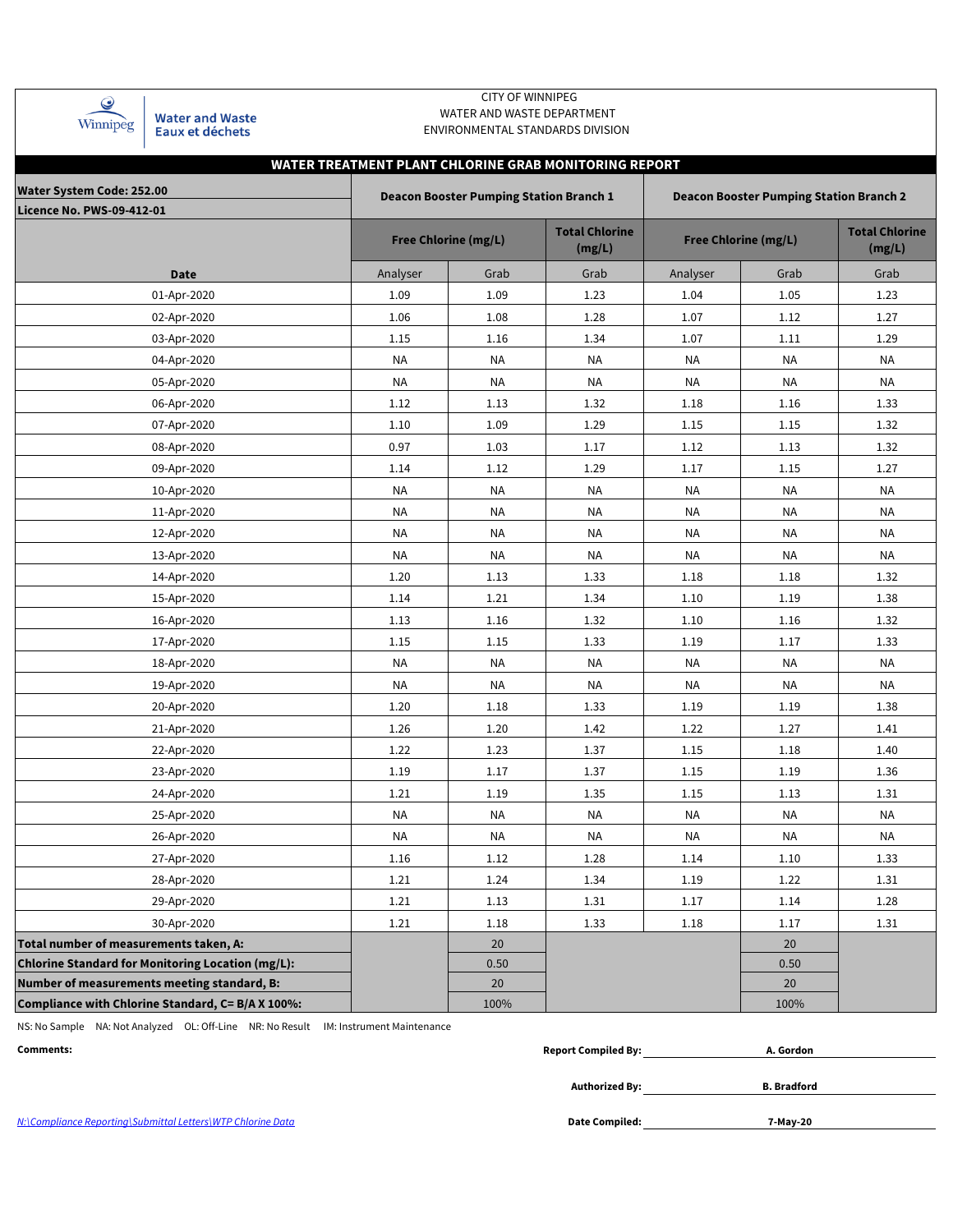CITY OF WINNIPEG
WATER AND WASTE DEPARTMENT
ENVIRONMENTAL STANDARDS DIVISION

Water and Waste
Eaux et déchets

## WATER TREATMENT PLANT CHLORINE GRAB MONITORING REPORT

| Water System Code: 252.00<br>Licence No. PWS-09-412-01 | Deacon Booster Pumping Station Branch 1 | | | Deacon Booster Pumping Station Branch 2 | | |
|---|---|---|---|---|---|---|
| | Free Chlorine (mg/L) | | Total Chlorine (mg/L) | Free Chlorine (mg/L) | | Total Chlorine (mg/L) |
| Date | Analyser | Grab | Grab | Analyser | Grab | Grab |
| 01-Apr-2020 | 1.09 | 1.09 | 1.23 | 1.04 | 1.05 | 1.23 |
| 02-Apr-2020 | 1.06 | 1.08 | 1.28 | 1.07 | 1.12 | 1.27 |
| 03-Apr-2020 | 1.15 | 1.16 | 1.34 | 1.07 | 1.11 | 1.29 |
| 04-Apr-2020 | NA | NA | NA | NA | NA | NA |
| 05-Apr-2020 | NA | NA | NA | NA | NA | NA |
| 06-Apr-2020 | 1.12 | 1.13 | 1.32 | 1.18 | 1.16 | 1.33 |
| 07-Apr-2020 | 1.10 | 1.09 | 1.29 | 1.15 | 1.15 | 1.32 |
| 08-Apr-2020 | 0.97 | 1.03 | 1.17 | 1.12 | 1.13 | 1.32 |
| 09-Apr-2020 | 1.14 | 1.12 | 1.29 | 1.17 | 1.15 | 1.27 |
| 10-Apr-2020 | NA | NA | NA | NA | NA | NA |
| 11-Apr-2020 | NA | NA | NA | NA | NA | NA |
| 12-Apr-2020 | NA | NA | NA | NA | NA | NA |
| 13-Apr-2020 | NA | NA | NA | NA | NA | NA |
| 14-Apr-2020 | 1.20 | 1.13 | 1.33 | 1.18 | 1.18 | 1.32 |
| 15-Apr-2020 | 1.14 | 1.21 | 1.34 | 1.10 | 1.19 | 1.38 |
| 16-Apr-2020 | 1.13 | 1.16 | 1.32 | 1.10 | 1.16 | 1.32 |
| 17-Apr-2020 | 1.15 | 1.15 | 1.33 | 1.19 | 1.17 | 1.33 |
| 18-Apr-2020 | NA | NA | NA | NA | NA | NA |
| 19-Apr-2020 | NA | NA | NA | NA | NA | NA |
| 20-Apr-2020 | 1.20 | 1.18 | 1.33 | 1.19 | 1.19 | 1.38 |
| 21-Apr-2020 | 1.26 | 1.20 | 1.42 | 1.22 | 1.27 | 1.41 |
| 22-Apr-2020 | 1.22 | 1.23 | 1.37 | 1.15 | 1.18 | 1.40 |
| 23-Apr-2020 | 1.19 | 1.17 | 1.37 | 1.15 | 1.19 | 1.36 |
| 24-Apr-2020 | 1.21 | 1.19 | 1.35 | 1.15 | 1.13 | 1.31 |
| 25-Apr-2020 | NA | NA | NA | NA | NA | NA |
| 26-Apr-2020 | NA | NA | NA | NA | NA | NA |
| 27-Apr-2020 | 1.16 | 1.12 | 1.28 | 1.14 | 1.10 | 1.33 |
| 28-Apr-2020 | 1.21 | 1.24 | 1.34 | 1.19 | 1.22 | 1.31 |
| 29-Apr-2020 | 1.21 | 1.13 | 1.31 | 1.17 | 1.14 | 1.28 |
| 30-Apr-2020 | 1.21 | 1.18 | 1.33 | 1.18 | 1.17 | 1.31 |
| **Total number of measurements taken, A:** | | 20 | | | 20 | |
| **Chlorine Standard for Monitoring Location (mg/L):** | | 0.50 | | | 0.50 | |
| **Number of measurements meeting standard, B:** | | 20 | | | 20 | |
| **Compliance with Chlorine Standard, C= B/A X 100%:** | | 100% | | | 100% | |

NS: No Sample NA: Not Analyzed OL: Off-Line NR: No Result IM: Instrument Maintenance

**Comments:**

**Report Compiled By:** A. Gordon

**Authorized By:** B. Bradford

**Date Compiled:** 7-May-20

*N:\Compliance Reporting\Submittal Letters\WTP Chlorine Data*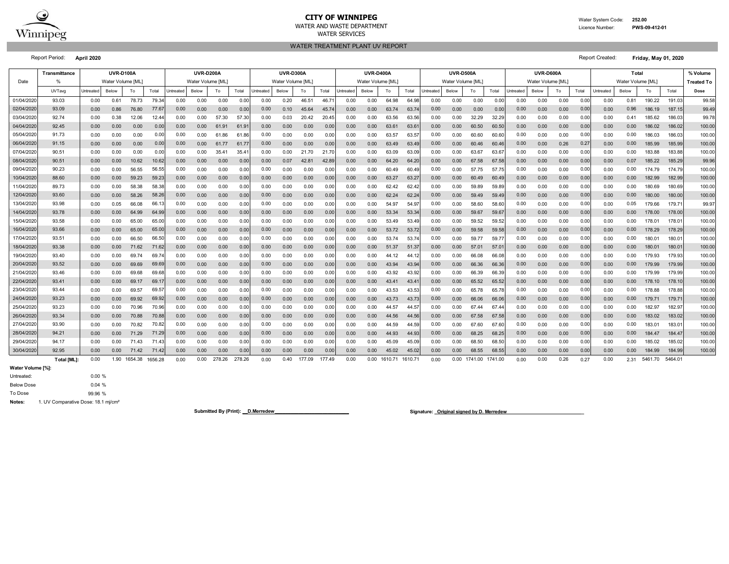**CITY OF WINNIPEG**
WATER AND WASTE DEPARTMENT
WATER SERVICES

Water System Code: **252.00**
Licence Number: **PWS-09-412-01**

## WATER TREATMENT PLANT UV REPORT

Report Period: **April 2020**

Report Created: **Friday, May 01, 2020**

| Date | Transmittance % | UVR-D100A Water Volume [ML] | | | | UVR-D200A Water Volume [ML] | | | | UVR-D300A Water Volume [ML] | | | | UVR-D400A Water Volume [ML] | | | | UVR-D500A Water Volume [ML] | | | | UVR-D600A Water Volume [ML] | | | | Total Water Volume [ML] | | | | % Volume Treated To |
|---|---|---|---|---|---|---|---|---|---|---|---|---|---|---|---|---|---|---|---|---|---|---|---|---|---|---|---|---|---|---|
| | UVTavg | Untreated | Below | To | Total | Untreated | Below | To | Total | Untreated | Below | To | Total | Untreated | Below | To | Total | Untreated | Below | To | Total | Untreated | Below | To | Total | Untreated | Below | To | Total | Dose |
| 01/04/2020 | 93.03 | 0.00 | 0.61 | 78.73 | 79.34 | 0.00 | 0.00 | 0.00 | 0.00 | 0.00 | 0.20 | 46.51 | 46.71 | 0.00 | 0.00 | 64.98 | 64.98 | 0.00 | 0.00 | 0.00 | 0.00 | 0.00 | 0.00 | 0.00 | 0.00 | 0.00 | 0.81 | 190.22 | 191.03 | 99.58 |
| 02/04/2020 | 93.09 | 0.00 | 0.86 | 76.80 | 77.67 | 0.00 | 0.00 | 0.00 | 0.00 | 0.00 | 0.10 | 45.64 | 45.74 | 0.00 | 0.00 | 63.74 | 63.74 | 0.00 | 0.00 | 0.00 | 0.00 | 0.00 | 0.00 | 0.00 | 0.00 | 0.00 | 0.96 | 186.19 | 187.15 | 99.49 |
| 03/04/2020 | 92.74 | 0.00 | 0.38 | 12.06 | 12.44 | 0.00 | 0.00 | 57.30 | 57.30 | 0.00 | 0.03 | 20.42 | 20.45 | 0.00 | 0.00 | 63.56 | 63.56 | 0.00 | 0.00 | 32.29 | 32.29 | 0.00 | 0.00 | 0.00 | 0.00 | 0.00 | 0.41 | 185.62 | 186.03 | 99.78 |
| 04/04/2020 | 92.45 | 0.00 | 0.00 | 0.00 | 0.00 | 0.00 | 0.00 | 61.91 | 61.91 | 0.00 | 0.00 | 0.00 | 0.00 | 0.00 | 0.00 | 63.61 | 63.61 | 0.00 | 0.00 | 60.50 | 60.50 | 0.00 | 0.00 | 0.00 | 0.00 | 0.00 | 0.00 | 186.02 | 186.02 | 100.00 |
| 05/04/2020 | 91.73 | 0.00 | 0.00 | 0.00 | 0.00 | 0.00 | 0.00 | 61.86 | 61.86 | 0.00 | 0.00 | 0.00 | 0.00 | 0.00 | 0.00 | 63.57 | 63.57 | 0.00 | 0.00 | 60.60 | 60.60 | 0.00 | 0.00 | 0.00 | 0.00 | 0.00 | 0.00 | 186.03 | 186.03 | 100.00 |
| 06/04/2020 | 91.15 | 0.00 | 0.00 | 0.00 | 0.00 | 0.00 | 0.00 | 61.77 | 61.77 | 0.00 | 0.00 | 0.00 | 0.00 | 0.00 | 0.00 | 63.49 | 63.49 | 0.00 | 0.00 | 60.46 | 60.46 | 0.00 | 0.00 | 0.26 | 0.27 | 0.00 | 0.00 | 185.99 | 185.99 | 100.00 |
| 07/04/2020 | 90.51 | 0.00 | 0.00 | 0.00 | 0.00 | 0.00 | 0.00 | 35.41 | 35.41 | 0.00 | 0.00 | 21.70 | 21.70 | 0.00 | 0.00 | 63.09 | 63.09 | 0.00 | 0.00 | 63.67 | 63.67 | 0.00 | 0.00 | 0.00 | 0.00 | 0.00 | 0.00 | 183.88 | 183.88 | 100.00 |
| 08/04/2020 | 90.51 | 0.00 | 0.00 | 10.62 | 10.62 | 0.00 | 0.00 | 0.00 | 0.00 | 0.00 | 0.07 | 42.81 | 42.89 | 0.00 | 0.00 | 64.20 | 64.20 | 0.00 | 0.00 | 67.58 | 67.58 | 0.00 | 0.00 | 0.00 | 0.00 | 0.00 | 0.07 | 185.22 | 185.29 | 99.96 |
| 09/04/2020 | 90.23 | 0.00 | 0.00 | 56.55 | 56.55 | 0.00 | 0.00 | 0.00 | 0.00 | 0.00 | 0.00 | 0.00 | 0.00 | 0.00 | 0.00 | 60.49 | 60.49 | 0.00 | 0.00 | 57.75 | 57.75 | 0.00 | 0.00 | 0.00 | 0.00 | 0.00 | 0.00 | 174.79 | 174.79 | 100.00 |
| 10/04/2020 | 88.60 | 0.00 | 0.00 | 59.23 | 59.23 | 0.00 | 0.00 | 0.00 | 0.00 | 0.00 | 0.00 | 0.00 | 0.00 | 0.00 | 0.00 | 63.27 | 63.27 | 0.00 | 0.00 | 60.49 | 60.49 | 0.00 | 0.00 | 0.00 | 0.00 | 0.00 | 0.00 | 182.99 | 182.99 | 100.00 |
| 11/04/2020 | 89.73 | 0.00 | 0.00 | 58.38 | 58.38 | 0.00 | 0.00 | 0.00 | 0.00 | 0.00 | 0.00 | 0.00 | 0.00 | 0.00 | 0.00 | 62.42 | 62.42 | 0.00 | 0.00 | 59.89 | 59.89 | 0.00 | 0.00 | 0.00 | 0.00 | 0.00 | 0.00 | 180.69 | 180.69 | 100.00 |
| 12/04/2020 | 93.60 | 0.00 | 0.00 | 58.26 | 58.26 | 0.00 | 0.00 | 0.00 | 0.00 | 0.00 | 0.00 | 0.00 | 0.00 | 0.00 | 0.00 | 62.24 | 62.24 | 0.00 | 0.00 | 59.49 | 59.49 | 0.00 | 0.00 | 0.00 | 0.00 | 0.00 | 0.00 | 180.00 | 180.00 | 100.00 |
| 13/04/2020 | 93.98 | 0.00 | 0.05 | 66.08 | 66.13 | 0.00 | 0.00 | 0.00 | 0.00 | 0.00 | 0.00 | 0.00 | 0.00 | 0.00 | 0.00 | 54.97 | 54.97 | 0.00 | 0.00 | 58.60 | 58.60 | 0.00 | 0.00 | 0.00 | 0.00 | 0.00 | 0.05 | 179.66 | 179.71 | 99.97 |
| 14/04/2020 | 93.78 | 0.00 | 0.00 | 64.99 | 64.99 | 0.00 | 0.00 | 0.00 | 0.00 | 0.00 | 0.00 | 0.00 | 0.00 | 0.00 | 0.00 | 53.34 | 53.34 | 0.00 | 0.00 | 59.67 | 59.67 | 0.00 | 0.00 | 0.00 | 0.00 | 0.00 | 0.00 | 178.00 | 178.00 | 100.00 |
| 15/04/2020 | 93.58 | 0.00 | 0.00 | 65.00 | 65.00 | 0.00 | 0.00 | 0.00 | 0.00 | 0.00 | 0.00 | 0.00 | 0.00 | 0.00 | 0.00 | 53.49 | 53.49 | 0.00 | 0.00 | 59.52 | 59.52 | 0.00 | 0.00 | 0.00 | 0.00 | 0.00 | 0.00 | 178.01 | 178.01 | 100.00 |
| 16/04/2020 | 93.66 | 0.00 | 0.00 | 65.00 | 65.00 | 0.00 | 0.00 | 0.00 | 0.00 | 0.00 | 0.00 | 0.00 | 0.00 | 0.00 | 0.00 | 53.72 | 53.72 | 0.00 | 0.00 | 59.58 | 59.58 | 0.00 | 0.00 | 0.00 | 0.00 | 0.00 | 0.00 | 178.29 | 178.29 | 100.00 |
| 17/04/2020 | 93.51 | 0.00 | 0.00 | 66.50 | 66.50 | 0.00 | 0.00 | 0.00 | 0.00 | 0.00 | 0.00 | 0.00 | 0.00 | 0.00 | 0.00 | 53.74 | 53.74 | 0.00 | 0.00 | 59.77 | 59.77 | 0.00 | 0.00 | 0.00 | 0.00 | 0.00 | 0.00 | 180.01 | 180.01 | 100.00 |
| 18/04/2020 | 93.38 | 0.00 | 0.00 | 71.62 | 71.62 | 0.00 | 0.00 | 0.00 | 0.00 | 0.00 | 0.00 | 0.00 | 0.00 | 0.00 | 0.00 | 51.37 | 51.37 | 0.00 | 0.00 | 57.01 | 57.01 | 0.00 | 0.00 | 0.00 | 0.00 | 0.00 | 0.00 | 180.01 | 180.01 | 100.00 |
| 19/04/2020 | 93.40 | 0.00 | 0.00 | 69.74 | 69.74 | 0.00 | 0.00 | 0.00 | 0.00 | 0.00 | 0.00 | 0.00 | 0.00 | 0.00 | 0.00 | 44.12 | 44.12 | 0.00 | 0.00 | 66.08 | 66.08 | 0.00 | 0.00 | 0.00 | 0.00 | 0.00 | 0.00 | 179.93 | 179.93 | 100.00 |
| 20/04/2020 | 93.52 | 0.00 | 0.00 | 69.69 | 69.69 | 0.00 | 0.00 | 0.00 | 0.00 | 0.00 | 0.00 | 0.00 | 0.00 | 0.00 | 0.00 | 43.94 | 43.94 | 0.00 | 0.00 | 66.36 | 66.36 | 0.00 | 0.00 | 0.00 | 0.00 | 0.00 | 0.00 | 179.99 | 179.99 | 100.00 |
| 21/04/2020 | 93.46 | 0.00 | 0.00 | 69.68 | 69.68 | 0.00 | 0.00 | 0.00 | 0.00 | 0.00 | 0.00 | 0.00 | 0.00 | 0.00 | 0.00 | 43.92 | 43.92 | 0.00 | 0.00 | 66.39 | 66.39 | 0.00 | 0.00 | 0.00 | 0.00 | 0.00 | 0.00 | 179.99 | 179.99 | 100.00 |
| 22/04/2020 | 93.41 | 0.00 | 0.00 | 69.17 | 69.17 | 0.00 | 0.00 | 0.00 | 0.00 | 0.00 | 0.00 | 0.00 | 0.00 | 0.00 | 0.00 | 43.41 | 43.41 | 0.00 | 0.00 | 65.52 | 65.52 | 0.00 | 0.00 | 0.00 | 0.00 | 0.00 | 0.00 | 178.10 | 178.10 | 100.00 |
| 23/04/2020 | 93.44 | 0.00 | 0.00 | 69.57 | 69.57 | 0.00 | 0.00 | 0.00 | 0.00 | 0.00 | 0.00 | 0.00 | 0.00 | 0.00 | 0.00 | 43.53 | 43.53 | 0.00 | 0.00 | 65.78 | 65.78 | 0.00 | 0.00 | 0.00 | 0.00 | 0.00 | 0.00 | 178.88 | 178.88 | 100.00 |
| 24/04/2020 | 93.23 | 0.00 | 0.00 | 69.92 | 69.92 | 0.00 | 0.00 | 0.00 | 0.00 | 0.00 | 0.00 | 0.00 | 0.00 | 0.00 | 0.00 | 43.73 | 43.73 | 0.00 | 0.00 | 66.06 | 66.06 | 0.00 | 0.00 | 0.00 | 0.00 | 0.00 | 0.00 | 179.71 | 179.71 | 100.00 |
| 25/04/2020 | 93.23 | 0.00 | 0.00 | 70.96 | 70.96 | 0.00 | 0.00 | 0.00 | 0.00 | 0.00 | 0.00 | 0.00 | 0.00 | 0.00 | 0.00 | 44.57 | 44.57 | 0.00 | 0.00 | 67.44 | 67.44 | 0.00 | 0.00 | 0.00 | 0.00 | 0.00 | 0.00 | 182.97 | 182.97 | 100.00 |
| 26/04/2020 | 93.34 | 0.00 | 0.00 | 70.88 | 70.88 | 0.00 | 0.00 | 0.00 | 0.00 | 0.00 | 0.00 | 0.00 | 0.00 | 0.00 | 0.00 | 44.56 | 44.56 | 0.00 | 0.00 | 67.58 | 67.58 | 0.00 | 0.00 | 0.00 | 0.00 | 0.00 | 0.00 | 183.02 | 183.02 | 100.00 |
| 27/04/2020 | 93.90 | 0.00 | 0.00 | 70.82 | 70.82 | 0.00 | 0.00 | 0.00 | 0.00 | 0.00 | 0.00 | 0.00 | 0.00 | 0.00 | 0.00 | 44.59 | 44.59 | 0.00 | 0.00 | 67.60 | 67.60 | 0.00 | 0.00 | 0.00 | 0.00 | 0.00 | 0.00 | 183.01 | 183.01 | 100.00 |
| 28/04/2020 | 94.21 | 0.00 | 0.00 | 71.29 | 71.29 | 0.00 | 0.00 | 0.00 | 0.00 | 0.00 | 0.00 | 0.00 | 0.00 | 0.00 | 0.00 | 44.93 | 44.93 | 0.00 | 0.00 | 68.25 | 68.25 | 0.00 | 0.00 | 0.00 | 0.00 | 0.00 | 0.00 | 184.47 | 184.47 | 100.00 |
| 29/04/2020 | 94.17 | 0.00 | 0.00 | 71.43 | 71.43 | 0.00 | 0.00 | 0.00 | 0.00 | 0.00 | 0.00 | 0.00 | 0.00 | 0.00 | 0.00 | 45.09 | 45.09 | 0.00 | 0.00 | 68.50 | 68.50 | 0.00 | 0.00 | 0.00 | 0.00 | 0.00 | 0.00 | 185.02 | 185.02 | 100.00 |
| 30/04/2020 | 92.95 | 0.00 | 0.00 | 71.42 | 71.42 | 0.00 | 0.00 | 0.00 | 0.00 | 0.00 | 0.00 | 0.00 | 0.00 | 0.00 | 0.00 | 45.02 | 45.02 | 0.00 | 0.00 | 68.55 | 68.55 | 0.00 | 0.00 | 0.00 | 0.00 | 0.00 | 0.00 | 184.99 | 184.99 | 100.00 |
| | **Total [ML]:** | 0.00 | 1.90 | 1654.38 | 1656.28 | 0.00 | 0.00 | 278.26 | 278.26 | 0.00 | 0.40 | 177.09 | 177.49 | 0.00 | 0.00 | 1610.71 | 1610.71 | 0.00 | 0.00 | 1741.00 | 1741.00 | 0.00 | 0.00 | 0.26 | 0.27 | 0.00 | 2.31 | 5461.70 | 5464.01 | |

**Water Volume [%]:**

Untreated: 0.00 %

Below Dose 0.04 %

To Dose 99.96 %

**Notes:** 1. UV Comparative Dose: 18.1 mj/cm²

**Submitted By (Print):** __D.Merredew__

**Signature:** _Original signed by D. Merredew_